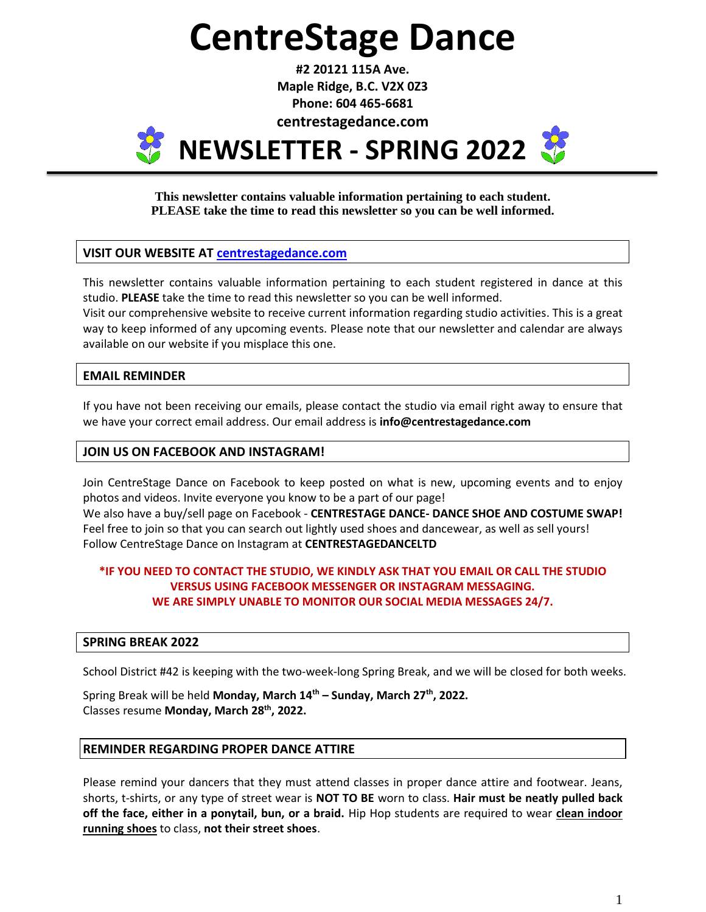# CentreStage Dance

**#2 20121 115A Ave.**
**Maple Ridge, B.C. V2X 0Z3**
**Phone: 604 465-6681**
**centrestagedance.com**

# NEWSLETTER - SPRING 2022

**This newsletter contains valuable information pertaining to each student.**
**PLEASE take the time to read this newsletter so you can be well informed.**

## VISIT OUR WEBSITE AT centrestagedance.com

This newsletter contains valuable information pertaining to each student registered in dance at this studio. **PLEASE** take the time to read this newsletter so you can be well informed.
Visit our comprehensive website to receive current information regarding studio activities. This is a great way to keep informed of any upcoming events. Please note that our newsletter and calendar are always available on our website if you misplace this one.

## EMAIL REMINDER

If you have not been receiving our emails, please contact the studio via email right away to ensure that we have your correct email address. Our email address is **info@centrestagedance.com**

## JOIN US ON FACEBOOK AND INSTAGRAM!

Join CentreStage Dance on Facebook to keep posted on what is new, upcoming events and to enjoy photos and videos. Invite everyone you know to be a part of our page!
We also have a buy/sell page on Facebook - **CENTRESTAGE DANCE- DANCE SHOE AND COSTUME SWAP!** Feel free to join so that you can search out lightly used shoes and dancewear, as well as sell yours!
Follow CentreStage Dance on Instagram at **CENTRESTAGEDANCELTD**

**\*IF YOU NEED TO CONTACT THE STUDIO, WE KINDLY ASK THAT YOU EMAIL OR CALL THE STUDIO VERSUS USING FACEBOOK MESSENGER OR INSTAGRAM MESSAGING. WE ARE SIMPLY UNABLE TO MONITOR OUR SOCIAL MEDIA MESSAGES 24/7.**

## SPRING BREAK 2022

School District #42 is keeping with the two-week-long Spring Break, and we will be closed for both weeks.

Spring Break will be held **Monday, March 14th – Sunday, March 27th, 2022.**
Classes resume **Monday, March 28th, 2022.**

## REMINDER REGARDING PROPER DANCE ATTIRE

Please remind your dancers that they must attend classes in proper dance attire and footwear. Jeans, shorts, t-shirts, or any type of street wear is **NOT TO BE** worn to class. **Hair must be neatly pulled back off the face, either in a ponytail, bun, or a braid.** Hip Hop students are required to wear **clean indoor running shoes** to class, **not their street shoes**.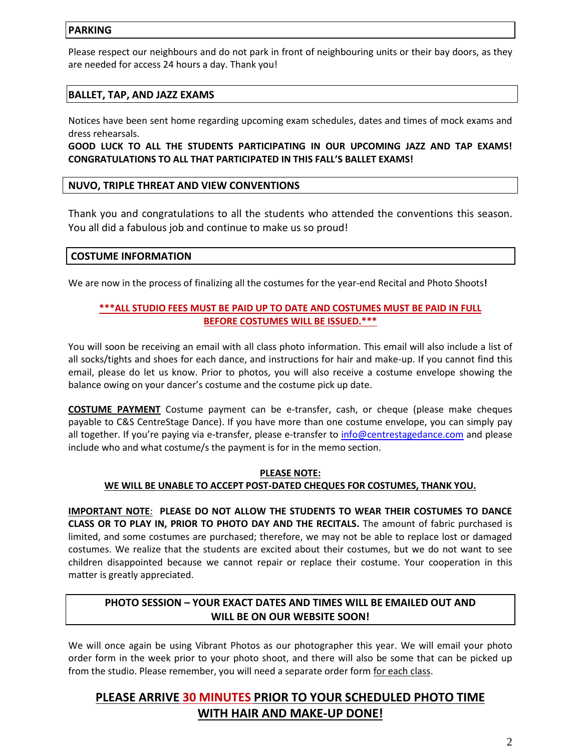## PARKING

Please respect our neighbours and do not park in front of neighbouring units or their bay doors, as they are needed for access 24 hours a day. Thank you!

## BALLET, TAP, AND JAZZ EXAMS

Notices have been sent home regarding upcoming exam schedules, dates and times of mock exams and dress rehearsals.

**GOOD LUCK TO ALL THE STUDENTS PARTICIPATING IN OUR UPCOMING JAZZ AND TAP EXAMS! CONGRATULATIONS TO ALL THAT PARTICIPATED IN THIS FALL'S BALLET EXAMS!**

## NUVO, TRIPLE THREAT AND VIEW CONVENTIONS

Thank you and congratulations to all the students who attended the conventions this season. You all did a fabulous job and continue to make us so proud!

## COSTUME INFORMATION

We are now in the process of finalizing all the costumes for the year-end Recital and Photo Shoots**!**

**\*\*\*ALL STUDIO FEES MUST BE PAID UP TO DATE AND COSTUMES MUST BE PAID IN FULL BEFORE COSTUMES WILL BE ISSUED.\*\*\***

You will soon be receiving an email with all class photo information. This email will also include a list of all socks/tights and shoes for each dance, and instructions for hair and make-up. If you cannot find this email, please do let us know. Prior to photos, you will also receive a costume envelope showing the balance owing on your dancer's costume and the costume pick up date.

**COSTUME PAYMENT** Costume payment can be e-transfer, cash, or cheque (please make cheques payable to C&S CentreStage Dance). If you have more than one costume envelope, you can simply pay all together. If you're paying via e-transfer, please e-transfer to info@centrestagedance.com and please include who and what costume/s the payment is for in the memo section.

**PLEASE NOTE:**
**WE WILL BE UNABLE TO ACCEPT POST-DATED CHEQUES FOR COSTUMES, THANK YOU.**

**IMPORTANT NOTE**: **PLEASE DO NOT ALLOW THE STUDENTS TO WEAR THEIR COSTUMES TO DANCE CLASS OR TO PLAY IN, PRIOR TO PHOTO DAY AND THE RECITALS.** The amount of fabric purchased is limited, and some costumes are purchased; therefore, we may not be able to replace lost or damaged costumes. We realize that the students are excited about their costumes, but we do not want to see children disappointed because we cannot repair or replace their costume. Your cooperation in this matter is greatly appreciated.

## PHOTO SESSION – YOUR EXACT DATES AND TIMES WILL BE EMAILED OUT AND WILL BE ON OUR WEBSITE SOON!

We will once again be using Vibrant Photos as our photographer this year. We will email your photo order form in the week prior to your photo shoot, and there will also be some that can be picked up from the studio. Please remember, you will need a separate order form for each class.

## PLEASE ARRIVE 30 MINUTES PRIOR TO YOUR SCHEDULED PHOTO TIME WITH HAIR AND MAKE-UP DONE!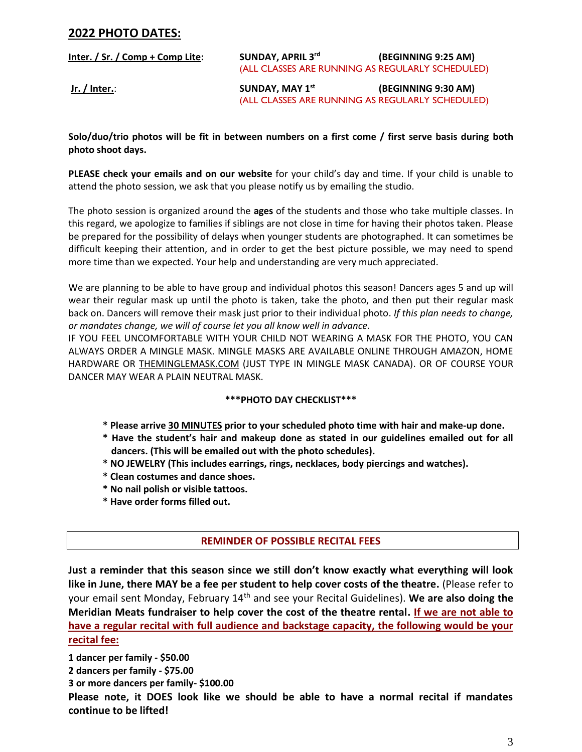## 2022 PHOTO DATES:

| | | |
|---|---|---|
| **Inter. / Sr. / Comp + Comp Lite:** | **SUNDAY, APRIL 3rd** | **(BEGINNING 9:25 AM)** |
| | (ALL CLASSES ARE RUNNING AS REGULARLY SCHEDULED) | |
| **Jr. / Inter.:** | **SUNDAY, MAY 1st** | **(BEGINNING 9:30 AM)** |
| | (ALL CLASSES ARE RUNNING AS REGULARLY SCHEDULED) | |

**Solo/duo/trio photos will be fit in between numbers on a first come / first serve basis during both photo shoot days.**

**PLEASE check your emails and on our website** for your child's day and time. If your child is unable to attend the photo session, we ask that you please notify us by emailing the studio.

The photo session is organized around the **ages** of the students and those who take multiple classes. In this regard, we apologize to families if siblings are not close in time for having their photos taken. Please be prepared for the possibility of delays when younger students are photographed. It can sometimes be difficult keeping their attention, and in order to get the best picture possible, we may need to spend more time than we expected. Your help and understanding are very much appreciated.

We are planning to be able to have group and individual photos this season! Dancers ages 5 and up will wear their regular mask up until the photo is taken, take the photo, and then put their regular mask back on. Dancers will remove their mask just prior to their individual photo. *If this plan needs to change, or mandates change, we will of course let you all know well in advance.*

IF YOU FEEL UNCOMFORTABLE WITH YOUR CHILD NOT WEARING A MASK FOR THE PHOTO, YOU CAN ALWAYS ORDER A MINGLE MASK. MINGLE MASKS ARE AVAILABLE ONLINE THROUGH AMAZON, HOME HARDWARE OR THEMINGLEMASK.COM (JUST TYPE IN MINGLE MASK CANADA). OR OF COURSE YOUR DANCER MAY WEAR A PLAIN NEUTRAL MASK.

**\*\*\*PHOTO DAY CHECKLIST\*\*\***

- **Please arrive 30 MINUTES prior to your scheduled photo time with hair and make-up done.**
- **Have the student's hair and makeup done as stated in our guidelines emailed out for all dancers. (This will be emailed out with the photo schedules).**
- **NO JEWELRY (This includes earrings, rings, necklaces, body piercings and watches).**
- **Clean costumes and dance shoes.**
- **No nail polish or visible tattoos.**
- **Have order forms filled out.**

### REMINDER OF POSSIBLE RECITAL FEES

**Just a reminder that this season since we still don't know exactly what everything will look like in June, there MAY be a fee per student to help cover costs of the theatre.** (Please refer to your email sent Monday, February 14th and see your Recital Guidelines). **We are also doing the Meridian Meats fundraiser to help cover the cost of the theatre rental. If we are not able to have a regular recital with full audience and backstage capacity, the following would be your recital fee:**

**1 dancer per family - $50.00**
**2 dancers per family - $75.00**
**3 or more dancers per family- $100.00**

**Please note, it DOES look like we should be able to have a normal recital if mandates continue to be lifted!**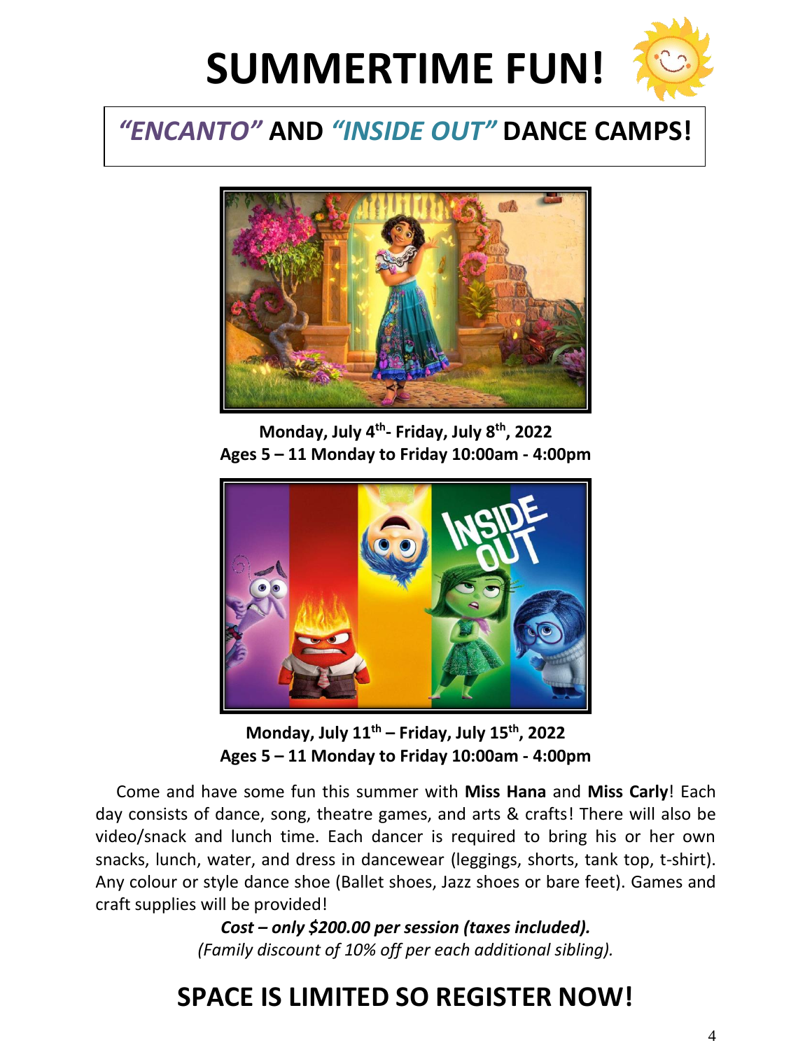# SUMMERTIME FUN!

## *"ENCANTO"* AND *"INSIDE OUT"* DANCE CAMPS!

**Monday, July 4th- Friday, July 8th, 2022**
**Ages 5 – 11 Monday to Friday 10:00am - 4:00pm**

**Monday, July 11th – Friday, July 15th, 2022**
**Ages 5 – 11 Monday to Friday 10:00am - 4:00pm**

Come and have some fun this summer with **Miss Hana** and **Miss Carly**! Each day consists of dance, song, theatre games, and arts & crafts! There will also be video/snack and lunch time. Each dancer is required to bring his or her own snacks, lunch, water, and dress in dancewear (leggings, shorts, tank top, t-shirt). Any colour or style dance shoe (Ballet shoes, Jazz shoes or bare feet). Games and craft supplies will be provided!

***Cost – only $200.00 per session (taxes included).***
*(Family discount of 10% off per each additional sibling).*

## SPACE IS LIMITED SO REGISTER NOW!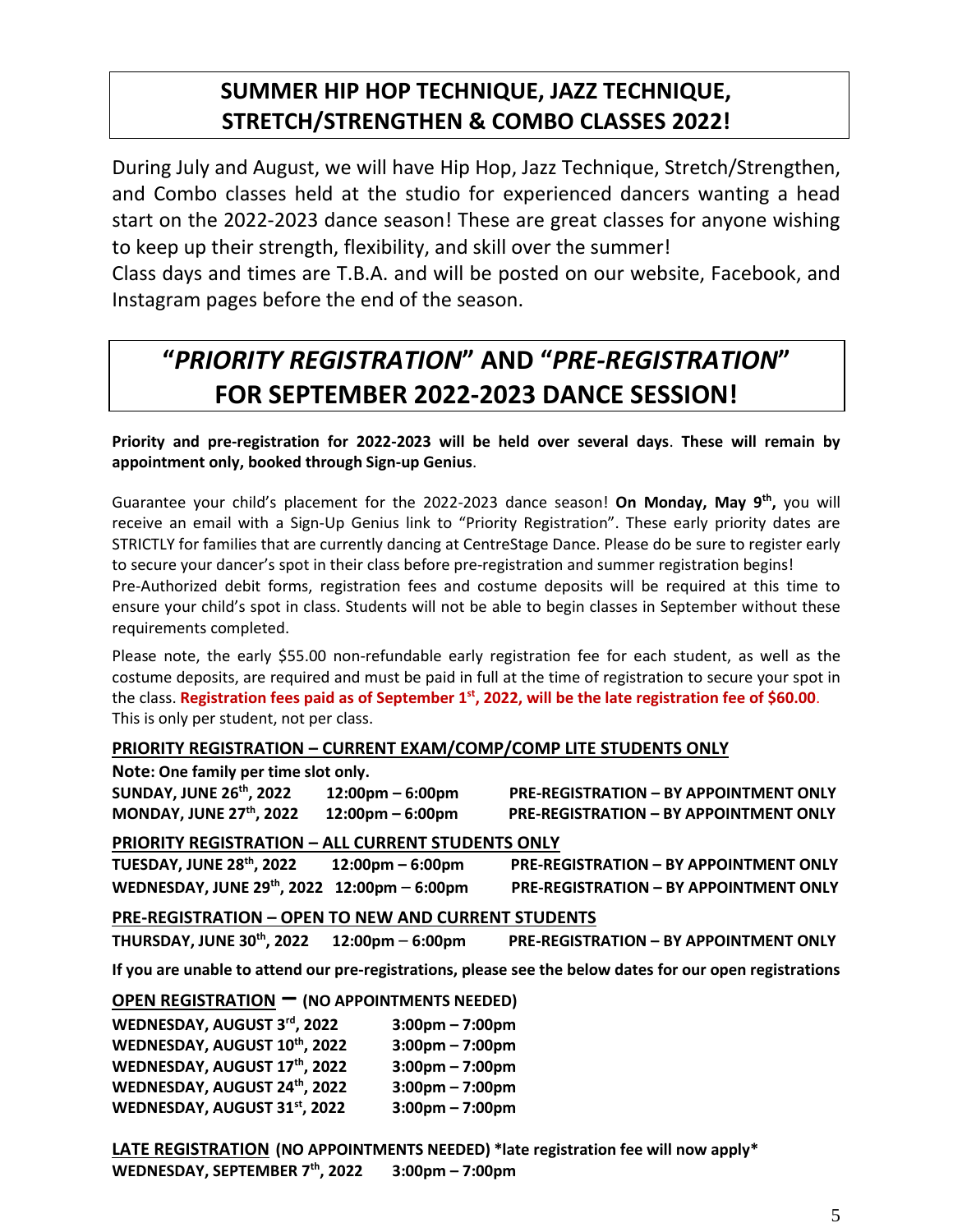# SUMMER HIP HOP TECHNIQUE, JAZZ TECHNIQUE, STRETCH/STRENGTHEN & COMBO CLASSES 2022!

During July and August, we will have Hip Hop, Jazz Technique, Stretch/Strengthen, and Combo classes held at the studio for experienced dancers wanting a head start on the 2022-2023 dance season! These are great classes for anyone wishing to keep up their strength, flexibility, and skill over the summer!
Class days and times are T.B.A. and will be posted on our website, Facebook, and Instagram pages before the end of the season.

# "*PRIORITY REGISTRATION*" AND "*PRE-REGISTRATION*" FOR SEPTEMBER 2022-2023 DANCE SESSION!

**Priority and pre-registration for 2022-2023 will be held over several days**. **These will remain by appointment only, booked through Sign-up Genius**.

Guarantee your child's placement for the 2022-2023 dance season! **On Monday, May 9th,** you will receive an email with a Sign-Up Genius link to "Priority Registration". These early priority dates are STRICTLY for families that are currently dancing at CentreStage Dance. Please do be sure to register early to secure your dancer's spot in their class before pre-registration and summer registration begins!
Pre-Authorized debit forms, registration fees and costume deposits will be required at this time to ensure your child's spot in class. Students will not be able to begin classes in September without these requirements completed.

Please note, the early $55.00 non-refundable early registration fee for each student, as well as the costume deposits, are required and must be paid in full at the time of registration to secure your spot in the class. **Registration fees paid as of September 1st, 2022, will be the late registration fee of $60.00**. This is only per student, not per class.

**PRIORITY REGISTRATION – CURRENT EXAM/COMP/COMP LITE STUDENTS ONLY**

**Note: One family per time slot only.**

| | | |
|---|---|---|
| **SUNDAY, JUNE 26th, 2022** | **12:00pm – 6:00pm** | **PRE-REGISTRATION – BY APPOINTMENT ONLY** |
| **MONDAY, JUNE 27th, 2022** | **12:00pm – 6:00pm** | **PRE-REGISTRATION – BY APPOINTMENT ONLY** |

**PRIORITY REGISTRATION – ALL CURRENT STUDENTS ONLY**

| | | |
|---|---|---|
| **TUESDAY, JUNE 28th, 2022** | **12:00pm – 6:00pm** | **PRE-REGISTRATION – BY APPOINTMENT ONLY** |
| **WEDNESDAY, JUNE 29th, 2022** | **12:00pm – 6:00pm** | **PRE-REGISTRATION – BY APPOINTMENT ONLY** |

**PRE-REGISTRATION – OPEN TO NEW AND CURRENT STUDENTS**

| | | |
|---|---|---|
| **THURSDAY, JUNE 30th, 2022** | **12:00pm – 6:00pm** | **PRE-REGISTRATION – BY APPOINTMENT ONLY** |

**If you are unable to attend our pre-registrations, please see the below dates for our open registrations**

**OPEN REGISTRATION – (NO APPOINTMENTS NEEDED)**

| | |
|---|---|
| **WEDNESDAY, AUGUST 3rd, 2022** | **3:00pm – 7:00pm** |
| **WEDNESDAY, AUGUST 10th, 2022** | **3:00pm – 7:00pm** |
| **WEDNESDAY, AUGUST 17th, 2022** | **3:00pm – 7:00pm** |
| **WEDNESDAY, AUGUST 24th, 2022** | **3:00pm – 7:00pm** |
| **WEDNESDAY, AUGUST 31st, 2022** | **3:00pm – 7:00pm** |

**LATE REGISTRATION (NO APPOINTMENTS NEEDED) *late registration fee will now apply***
**WEDNESDAY, SEPTEMBER 7th, 2022 3:00pm – 7:00pm**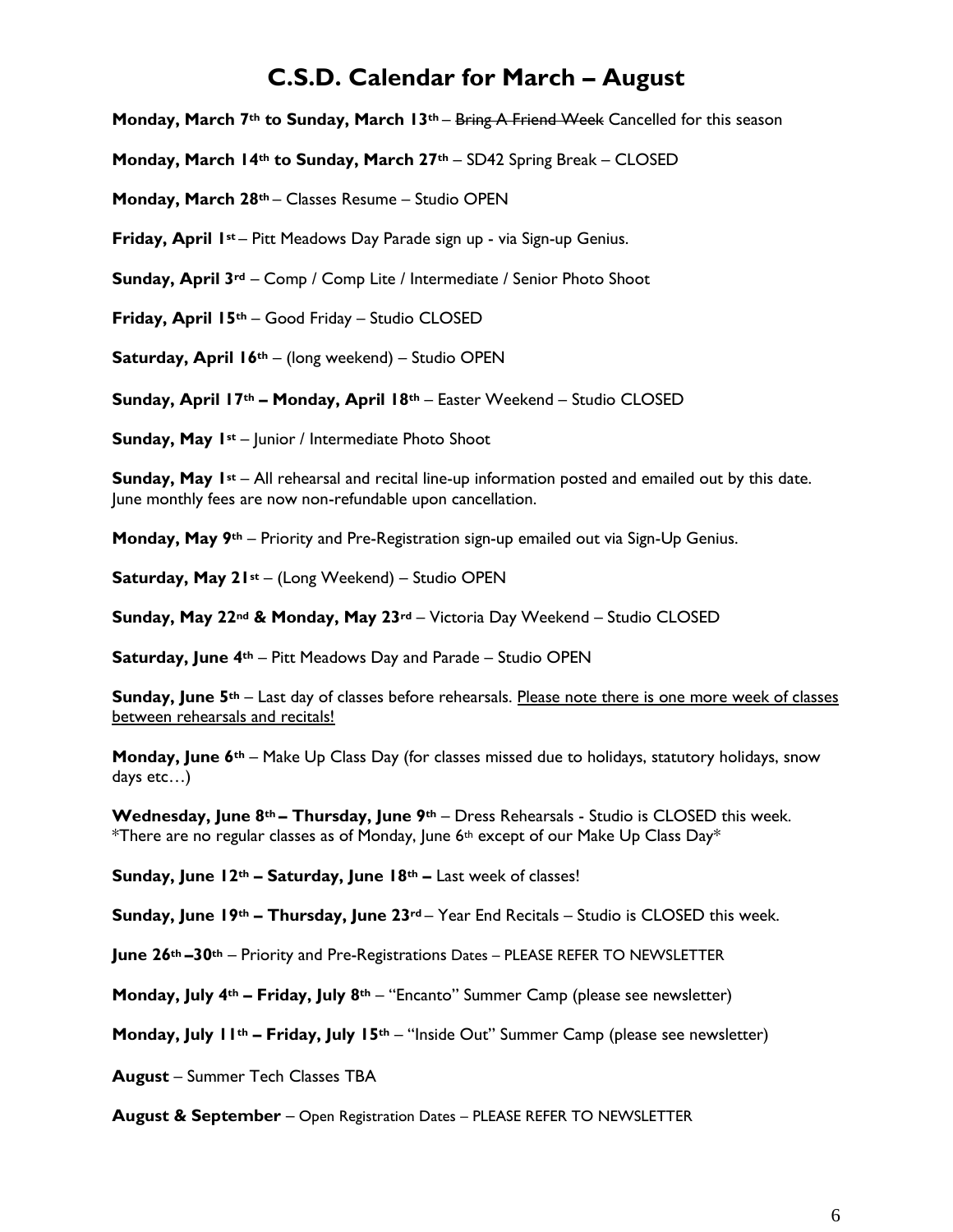# C.S.D. Calendar for March – August

**Monday, March 7th to Sunday, March 13th** – ~~Bring A Friend Week~~ Cancelled for this season

**Monday, March 14th to Sunday, March 27th** – SD42 Spring Break – CLOSED

**Monday, March 28th** – Classes Resume – Studio OPEN

**Friday, April 1st** – Pitt Meadows Day Parade sign up - via Sign-up Genius.

**Sunday, April 3rd** – Comp / Comp Lite / Intermediate / Senior Photo Shoot

**Friday, April 15th** – Good Friday – Studio CLOSED

**Saturday, April 16th** – (long weekend) – Studio OPEN

**Sunday, April 17th – Monday, April 18th** – Easter Weekend – Studio CLOSED

**Sunday, May 1st** – Junior / Intermediate Photo Shoot

**Sunday, May 1st** – All rehearsal and recital line-up information posted and emailed out by this date. June monthly fees are now non-refundable upon cancellation.

**Monday, May 9th** – Priority and Pre-Registration sign-up emailed out via Sign-Up Genius.

**Saturday, May 21st** – (Long Weekend) – Studio OPEN

**Sunday, May 22nd & Monday, May 23rd** – Victoria Day Weekend – Studio CLOSED

**Saturday, June 4th** – Pitt Meadows Day and Parade – Studio OPEN

**Sunday, June 5th** – Last day of classes before rehearsals. <u>Please note there is one more week of classes between rehearsals and recitals!</u>

**Monday, June 6th** – Make Up Class Day (for classes missed due to holidays, statutory holidays, snow days etc…)

**Wednesday, June 8th – Thursday, June 9th** – Dress Rehearsals - Studio is CLOSED this week. *There are no regular classes as of Monday, June 6th except of our Make Up Class Day*

**Sunday, June 12th – Saturday, June 18th –** Last week of classes!

**Sunday, June 19th – Thursday, June 23rd** – Year End Recitals – Studio is CLOSED this week.

**June 26th –30th** – Priority and Pre-Registrations Dates – PLEASE REFER TO NEWSLETTER

**Monday, July 4th – Friday, July 8th** – "Encanto" Summer Camp (please see newsletter)

**Monday, July 11th – Friday, July 15th** – "Inside Out" Summer Camp (please see newsletter)

**August** – Summer Tech Classes TBA

**August & September** – Open Registration Dates – PLEASE REFER TO NEWSLETTER